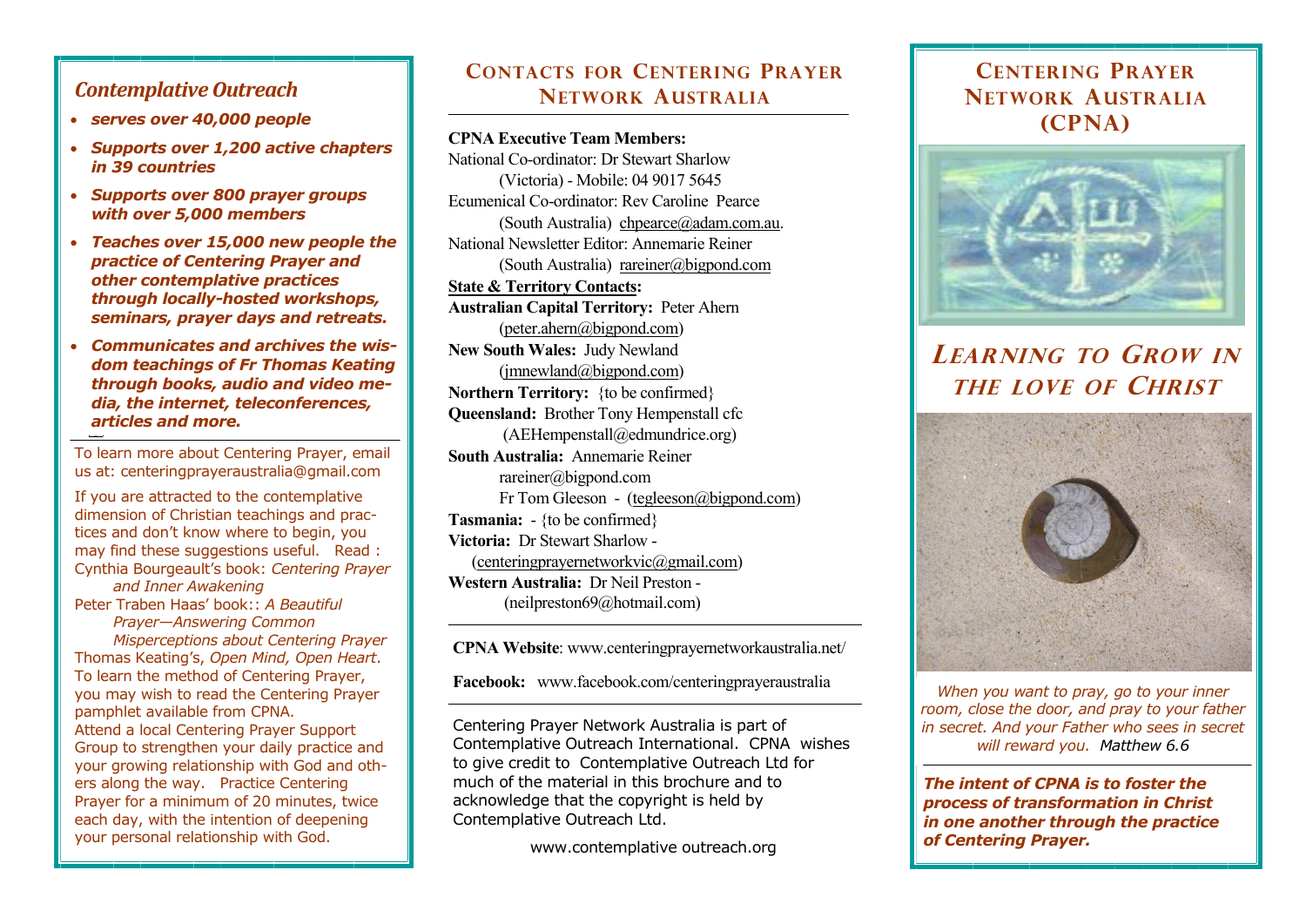## *Contemplative Outreach*

- ***serves over 40,000 people***
- ***Supports over 1,200 active chapters in 39 countries***
- ***Supports over 800 prayer groups with over 5,000 members***
- ***Teaches over 15,000 new people the practice of Centering Prayer and other contemplative practices through locally-hosted workshops, seminars, prayer days and retreats.***
- ***Communicates and archives the wisdom teachings of Fr Thomas Keating through books, audio and video media, the internet, teleconferences, articles and more.***

To learn more about Centering Prayer, email us at: centeringprayeraustralia@gmail.com

If you are attracted to the contemplative dimension of Christian teachings and practices and don't know where to begin, you may find these suggestions useful. Read :
Cynthia Bourgeault's book: *Centering Prayer and Inner Awakening*
Peter Traben Haas' book:: *A Beautiful Prayer—Answering Common Misperceptions about Centering Prayer*
Thomas Keating's, *Open Mind, Open Heart*.
To learn the method of Centering Prayer, you may wish to read the Centering Prayer pamphlet available from CPNA.
Attend a local Centering Prayer Support Group to strengthen your daily practice and your growing relationship with God and others along the way. Practice Centering Prayer for a minimum of 20 minutes, twice each day, with the intention of deepening your personal relationship with God.

## Contacts for Centering Prayer Network Australia

**CPNA Executive Team Members:**
National Co-ordinator: Dr Stewart Sharlow (Victoria) - Mobile: 04 9017 5645
Ecumenical Co-ordinator: Rev Caroline Pearce (South Australia) chpearce@adam.com.au.
National Newsletter Editor: Annemarie Reiner (South Australia) rareiner@bigpond.com

**State & Territory Contacts:**
**Australian Capital Territory:** Peter Ahern (peter.ahern@bigpond.com)
**New South Wales:** Judy Newland (jmnewland@bigpond.com)
**Northern Territory:** {to be confirmed}
**Queensland:** Brother Tony Hempenstall cfc (AEHempenstall@edmundrice.org)
**South Australia:** Annemarie Reiner rareiner@bigpond.com
Fr Tom Gleeson - (tegleeson@bigpond.com)
**Tasmania:** - {to be confirmed}
**Victoria:** Dr Stewart Sharlow - (centeringprayernetworkvic@gmail.com)
**Western Australia:** Dr Neil Preston - (neilpreston69@hotmail.com)

**CPNA Website**: www.centeringprayernetworkaustralia.net/

**Facebook:** www.facebook.com/centeringprayeraustralia

Centering Prayer Network Australia is part of Contemplative Outreach International. CPNA wishes to give credit to Contemplative Outreach Ltd for much of the material in this brochure and to acknowledge that the copyright is held by Contemplative Outreach Ltd.

www.contemplative outreach.org

# Centering Prayer Network Australia (CPNA)

## *Learning to Grow in the Love of Christ*

*When you want to pray, go to your inner room, close the door, and pray to your father in secret. And your Father who sees in secret will reward you.* Matthew 6.6

***The intent of CPNA is to foster the process of transformation in Christ in one another through the practice of Centering Prayer.***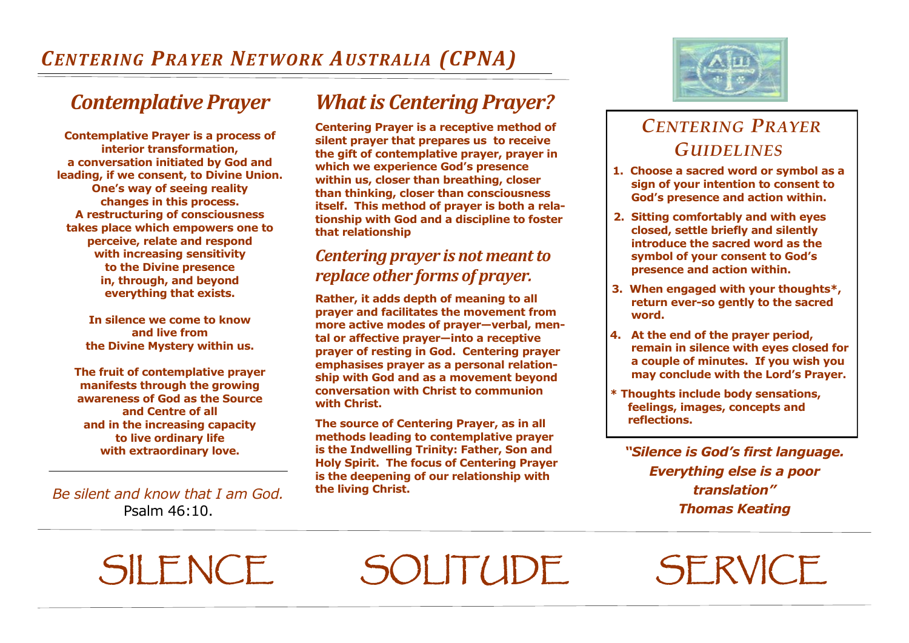# *CENTERING PRAYER NETWORK AUSTRALIA (CPNA)*

## *Contemplative Prayer*

**Contemplative Prayer is a process of interior transformation, a conversation initiated by God and leading, if we consent, to Divine Union. One's way of seeing reality changes in this process. A restructuring of consciousness takes place which empowers one to perceive, relate and respond with increasing sensitivity to the Divine presence in, through, and beyond everything that exists.**

**In silence we come to know and live from the Divine Mystery within us.**

**The fruit of contemplative prayer manifests through the growing awareness of God as the Source and Centre of all and in the increasing capacity to live ordinary life with extraordinary love.**

*Be silent and know that I am God.*
Psalm 46:10.

## *What is Centering Prayer?*

**Centering Prayer is a receptive method of silent prayer that prepares us to receive the gift of contemplative prayer, prayer in which we experience God's presence within us, closer than breathing, closer than thinking, closer than consciousness itself. This method of prayer is both a relationship with God and a discipline to foster that relationship**

### *Centering prayer is not meant to replace other forms of prayer.*

**Rather, it adds depth of meaning to all prayer and facilitates the movement from more active modes of prayer—verbal, mental or affective prayer—into a receptive prayer of resting in God. Centering prayer emphasises prayer as a personal relationship with God and as a movement beyond conversation with Christ to communion with Christ.**

**The source of Centering Prayer, as in all methods leading to contemplative prayer is the Indwelling Trinity: Father, Son and Holy Spirit. The focus of Centering Prayer is the deepening of our relationship with the living Christ.**

## *CENTERING PRAYER GUIDELINES*

1. **Choose a sacred word or symbol as a sign of your intention to consent to God's presence and action within.**
2. **Sitting comfortably and with eyes closed, settle briefly and silently introduce the sacred word as the symbol of your consent to God's presence and action within.**
3. **When engaged with your thoughts*, return ever-so gently to the sacred word.**
4. **At the end of the prayer period, remain in silence with eyes closed for a couple of minutes. If you wish you may conclude with the Lord's Prayer.**

**\* Thoughts include body sensations, feelings, images, concepts and reflections.**

***"Silence is God's first language. Everything else is a poor translation"***
***Thomas Keating***

SILENCE SOLITUDE SERVICE